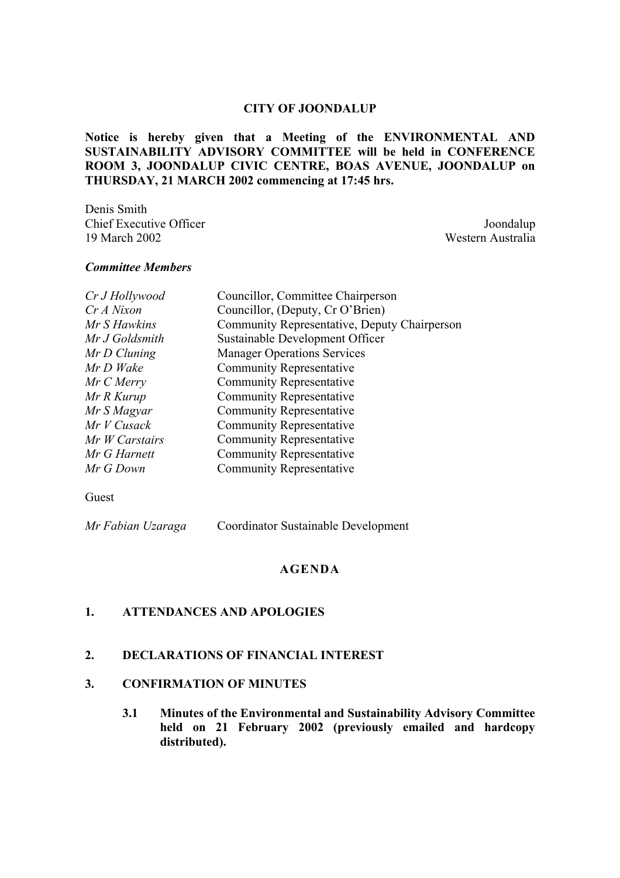# CITY OF JOONDALUP

**Notice is hereby given that a Meeting of the ENVIRONMENTAL AND SUSTAINABILITY ADVISORY COMMITTEE will be held in CONFERENCE ROOM 3, JOONDALUP CIVIC CENTRE, BOAS AVENUE, JOONDALUP on THURSDAY, 21 MARCH 2002 commencing at 17:45 hrs.**

Denis Smith
Chief Executive Officer
19 March 2002

Joondalup
Western Australia

***Committee Members***

| | |
|---|---|
| *Cr J Hollywood* | Councillor, Committee Chairperson |
| *Cr A Nixon* | Councillor, (Deputy, Cr O'Brien) |
| *Mr S Hawkins* | Community Representative, Deputy Chairperson |
| *Mr J Goldsmith* | Sustainable Development Officer |
| *Mr D Cluning* | Manager Operations Services |
| *Mr D Wake* | Community Representative |
| *Mr C Merry* | Community Representative |
| *Mr R Kurup* | Community Representative |
| *Mr S Magyar* | Community Representative |
| *Mr V Cusack* | Community Representative |
| *Mr W Carstairs* | Community Representative |
| *Mr G Harnett* | Community Representative |
| *Mr G Down* | Community Representative |

Guest

| | |
|---|---|
| *Mr Fabian Uzaraga* | Coordinator Sustainable Development |

## AGENDA

### 1. ATTENDANCES AND APOLOGIES

### 2. DECLARATIONS OF FINANCIAL INTEREST

### 3. CONFIRMATION OF MINUTES

**3.1 Minutes of the Environmental and Sustainability Advisory Committee held on 21 February 2002 (previously emailed and hardcopy distributed).**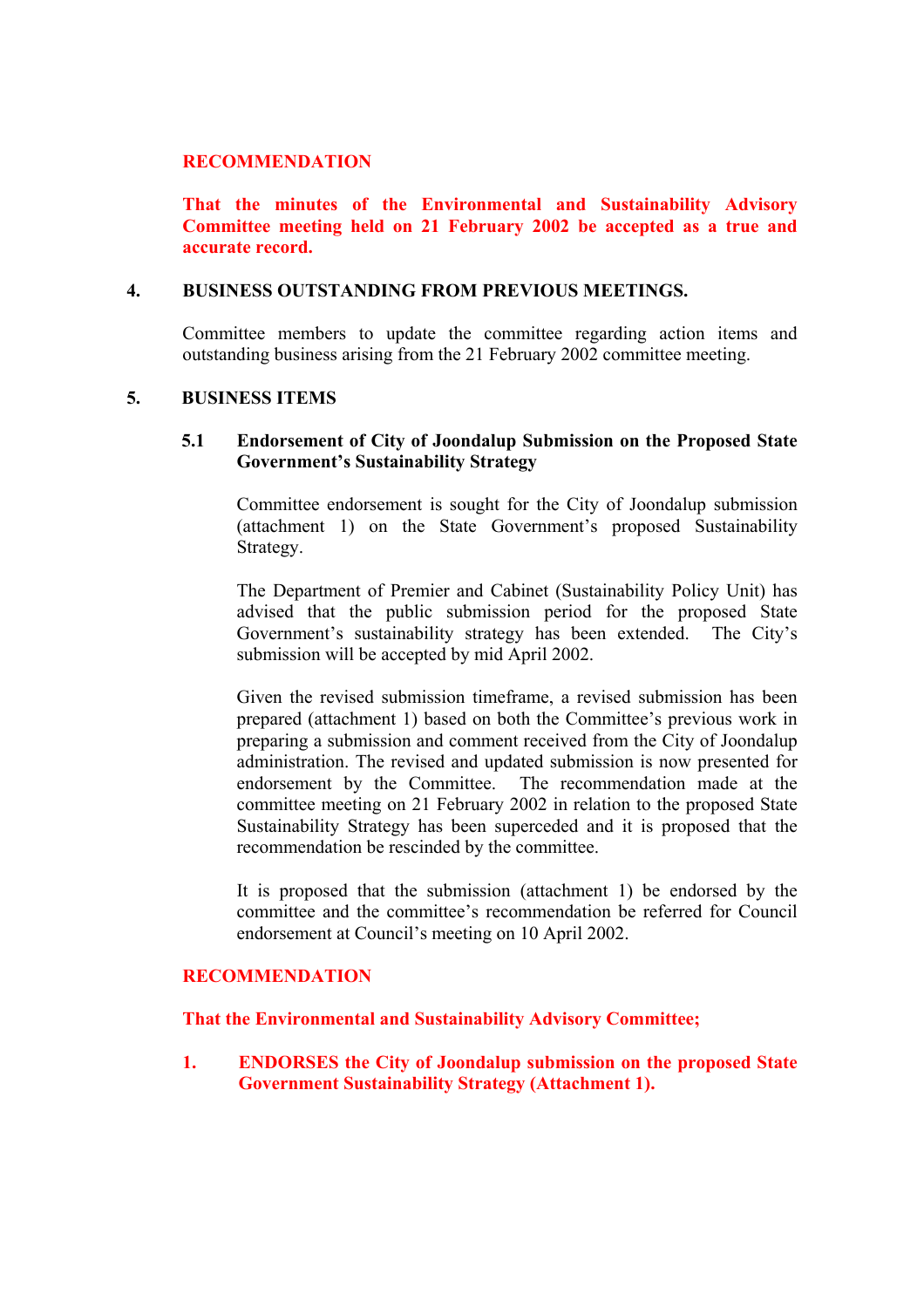**RECOMMENDATION**

**That the minutes of the Environmental and Sustainability Advisory Committee meeting held on 21 February 2002 be accepted as a true and accurate record.**

## 4. BUSINESS OUTSTANDING FROM PREVIOUS MEETINGS.

Committee members to update the committee regarding action items and outstanding business arising from the 21 February 2002 committee meeting.

## 5. BUSINESS ITEMS

### 5.1 Endorsement of City of Joondalup Submission on the Proposed State Government's Sustainability Strategy

Committee endorsement is sought for the City of Joondalup submission (attachment 1) on the State Government's proposed Sustainability Strategy.

The Department of Premier and Cabinet (Sustainability Policy Unit) has advised that the public submission period for the proposed State Government's sustainability strategy has been extended. The City's submission will be accepted by mid April 2002.

Given the revised submission timeframe, a revised submission has been prepared (attachment 1) based on both the Committee's previous work in preparing a submission and comment received from the City of Joondalup administration. The revised and updated submission is now presented for endorsement by the Committee. The recommendation made at the committee meeting on 21 February 2002 in relation to the proposed State Sustainability Strategy has been superceded and it is proposed that the recommendation be rescinded by the committee.

It is proposed that the submission (attachment 1) be endorsed by the committee and the committee's recommendation be referred for Council endorsement at Council's meeting on 10 April 2002.

**RECOMMENDATION**

**That the Environmental and Sustainability Advisory Committee;**

1. **ENDORSES the City of Joondalup submission on the proposed State Government Sustainability Strategy (Attachment 1).**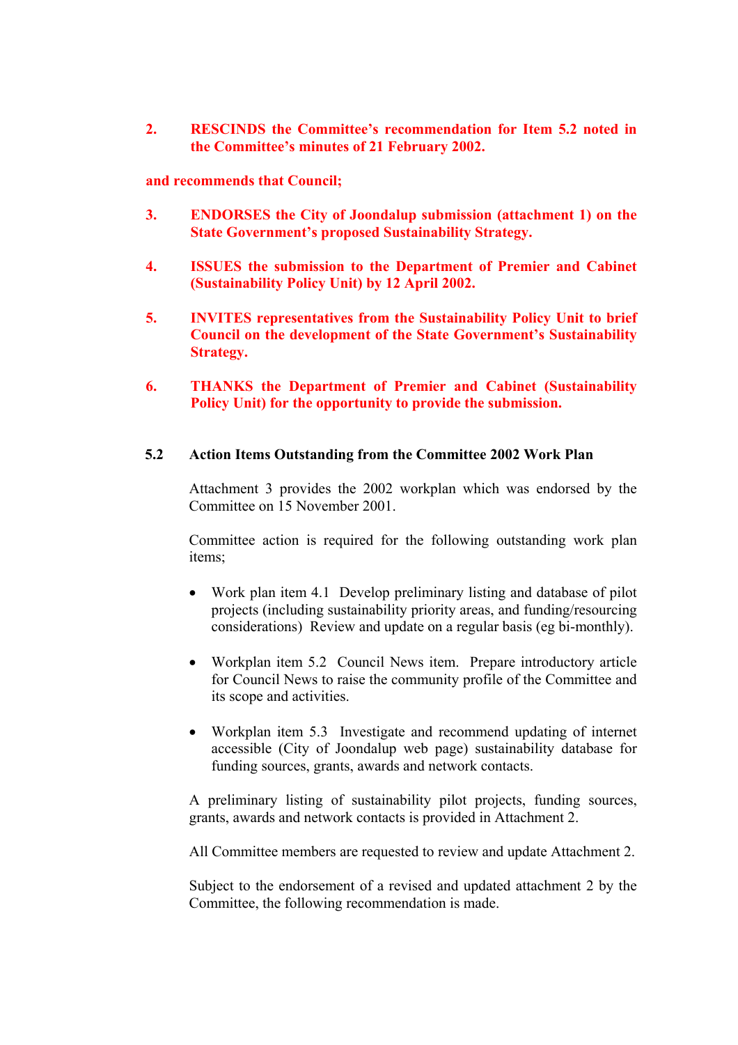2. **RESCINDS the Committee's recommendation for Item 5.2 noted in the Committee's minutes of 21 February 2002.**

**and recommends that Council;**

3. **ENDORSES the City of Joondalup submission (attachment 1) on the State Government's proposed Sustainability Strategy.**

4. **ISSUES the submission to the Department of Premier and Cabinet (Sustainability Policy Unit) by 12 April 2002.**

5. **INVITES representatives from the Sustainability Policy Unit to brief Council on the development of the State Government's Sustainability Strategy.**

6. **THANKS the Department of Premier and Cabinet (Sustainability Policy Unit) for the opportunity to provide the submission.**

### 5.2 Action Items Outstanding from the Committee 2002 Work Plan

Attachment 3 provides the 2002 workplan which was endorsed by the Committee on 15 November 2001.

Committee action is required for the following outstanding work plan items;

- Work plan item 4.1 Develop preliminary listing and database of pilot projects (including sustainability priority areas, and funding/resourcing considerations) Review and update on a regular basis (eg bi-monthly).

- Workplan item 5.2 Council News item. Prepare introductory article for Council News to raise the community profile of the Committee and its scope and activities.

- Workplan item 5.3 Investigate and recommend updating of internet accessible (City of Joondalup web page) sustainability database for funding sources, grants, awards and network contacts.

A preliminary listing of sustainability pilot projects, funding sources, grants, awards and network contacts is provided in Attachment 2.

All Committee members are requested to review and update Attachment 2.

Subject to the endorsement of a revised and updated attachment 2 by the Committee, the following recommendation is made.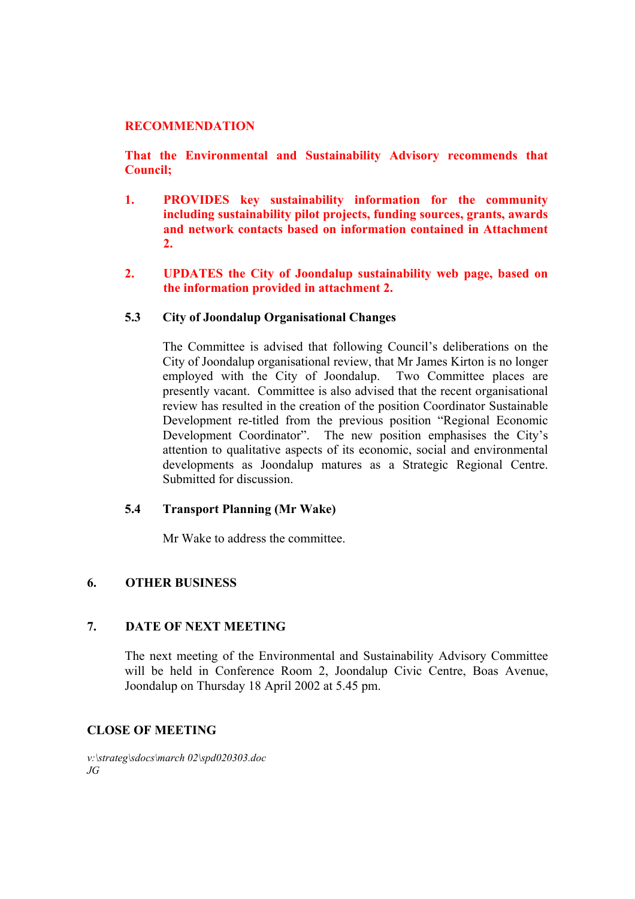**RECOMMENDATION**

**That the Environmental and Sustainability Advisory recommends that Council;**

1. **PROVIDES key sustainability information for the community including sustainability pilot projects, funding sources, grants, awards and network contacts based on information contained in Attachment 2.**

2. **UPDATES the City of Joondalup sustainability web page, based on the information provided in attachment 2.**

**5.3 City of Joondalup Organisational Changes**

The Committee is advised that following Council's deliberations on the City of Joondalup organisational review, that Mr James Kirton is no longer employed with the City of Joondalup. Two Committee places are presently vacant. Committee is also advised that the recent organisational review has resulted in the creation of the position Coordinator Sustainable Development re-titled from the previous position "Regional Economic Development Coordinator". The new position emphasises the City's attention to qualitative aspects of its economic, social and environmental developments as Joondalup matures as a Strategic Regional Centre. Submitted for discussion.

**5.4 Transport Planning (Mr Wake)**

Mr Wake to address the committee.

## 6. OTHER BUSINESS

## 7. DATE OF NEXT MEETING

The next meeting of the Environmental and Sustainability Advisory Committee will be held in Conference Room 2, Joondalup Civic Centre, Boas Avenue, Joondalup on Thursday 18 April 2002 at 5.45 pm.

## CLOSE OF MEETING

*v:\strateg\sdocs\march 02\spd020303.doc*
*JG*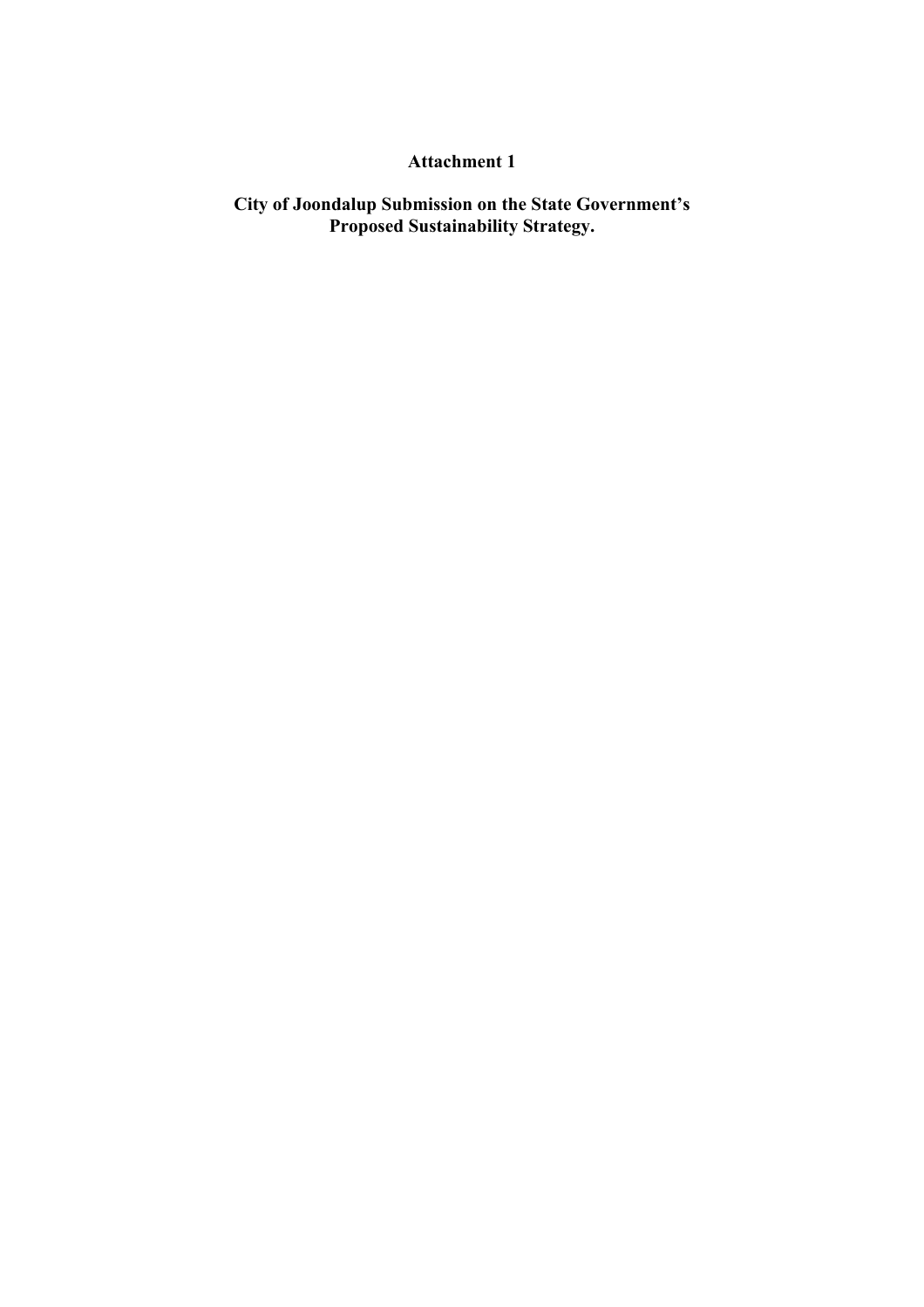**Attachment 1**

**City of Joondalup Submission on the State Government's Proposed Sustainability Strategy.**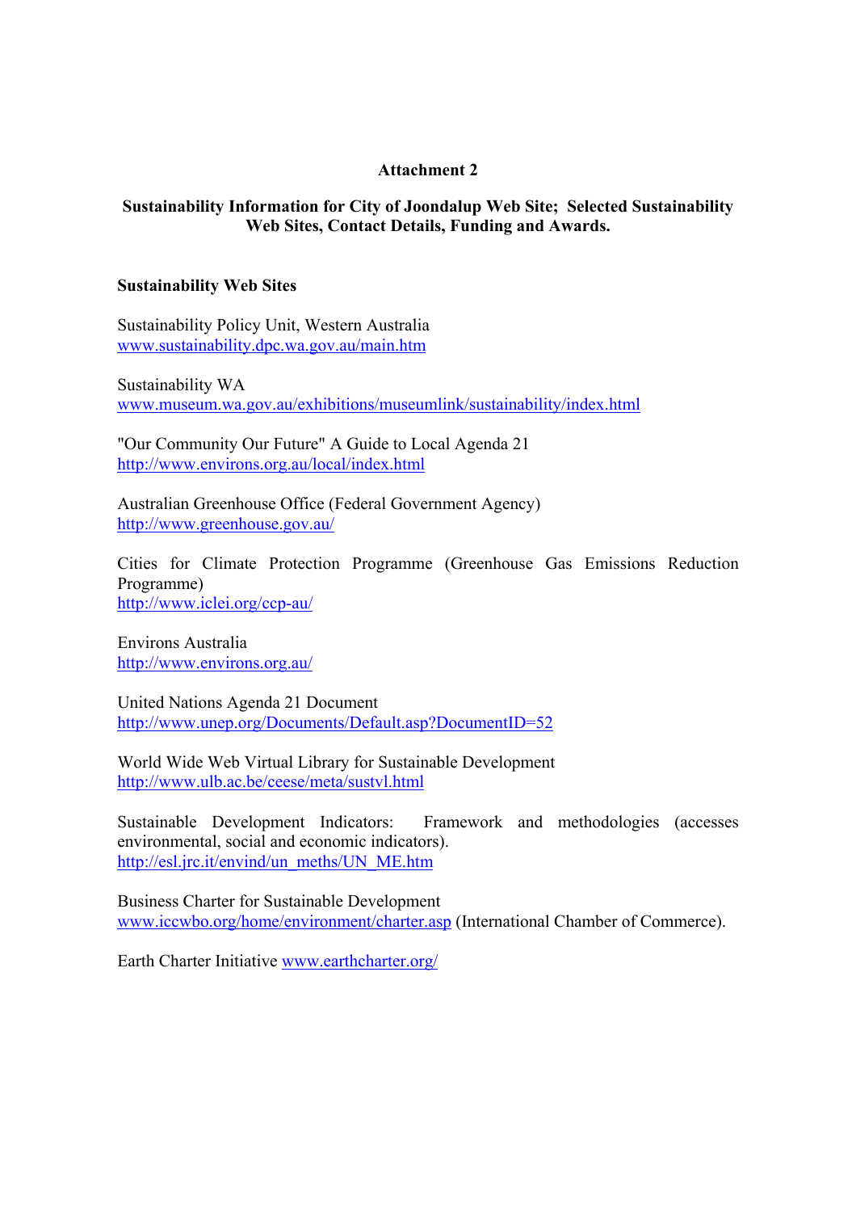**Attachment 2**

**Sustainability Information for City of Joondalup Web Site; Selected Sustainability Web Sites, Contact Details, Funding and Awards.**

**Sustainability Web Sites**

Sustainability Policy Unit, Western Australia
www.sustainability.dpc.wa.gov.au/main.htm

Sustainability WA
www.museum.wa.gov.au/exhibitions/museumlink/sustainability/index.html

"Our Community Our Future" A Guide to Local Agenda 21
http://www.environs.org.au/local/index.html

Australian Greenhouse Office (Federal Government Agency)
http://www.greenhouse.gov.au/

Cities for Climate Protection Programme (Greenhouse Gas Emissions Reduction Programme)
http://www.iclei.org/ccp-au/

Environs Australia
http://www.environs.org.au/

United Nations Agenda 21 Document
http://www.unep.org/Documents/Default.asp?DocumentID=52

World Wide Web Virtual Library for Sustainable Development
http://www.ulb.ac.be/ceese/meta/sustvl.html

Sustainable Development Indicators: Framework and methodologies (accesses environmental, social and economic indicators).
http://esl.jrc.it/envind/un_meths/UN_ME.htm

Business Charter for Sustainable Development
www.iccwbo.org/home/environment/charter.asp (International Chamber of Commerce).

Earth Charter Initiative www.earthcharter.org/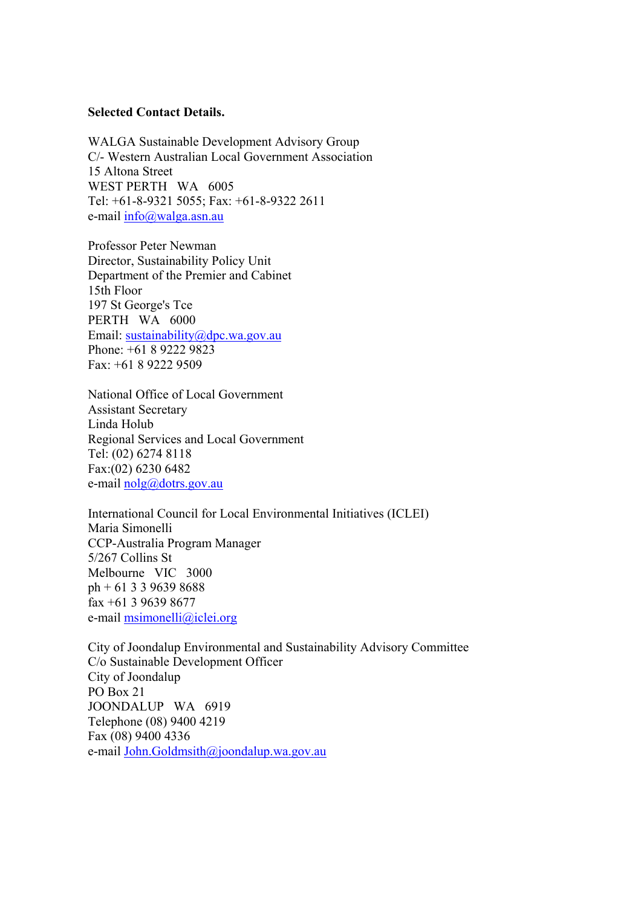**Selected Contact Details.**

WALGA Sustainable Development Advisory Group
C/- Western Australian Local Government Association
15 Altona Street
WEST PERTH WA 6005
Tel: +61-8-9321 5055; Fax: +61-8-9322 2611
e-mail info@walga.asn.au

Professor Peter Newman
Director, Sustainability Policy Unit
Department of the Premier and Cabinet
15th Floor
197 St George's Tce
PERTH WA 6000
Email: sustainability@dpc.wa.gov.au
Phone: +61 8 9222 9823
Fax: +61 8 9222 9509

National Office of Local Government
Assistant Secretary
Linda Holub
Regional Services and Local Government
Tel: (02) 6274 8118
Fax:(02) 6230 6482
e-mail nolg@dotrs.gov.au

International Council for Local Environmental Initiatives (ICLEI)
Maria Simonelli
CCP-Australia Program Manager
5/267 Collins St
Melbourne VIC 3000
ph + 61 3 3 9639 8688
fax +61 3 9639 8677
e-mail msimonelli@iclei.org

City of Joondalup Environmental and Sustainability Advisory Committee
C/o Sustainable Development Officer
City of Joondalup
PO Box 21
JOONDALUP WA 6919
Telephone (08) 9400 4219
Fax (08) 9400 4336
e-mail John.Goldmsith@joondalup.wa.gov.au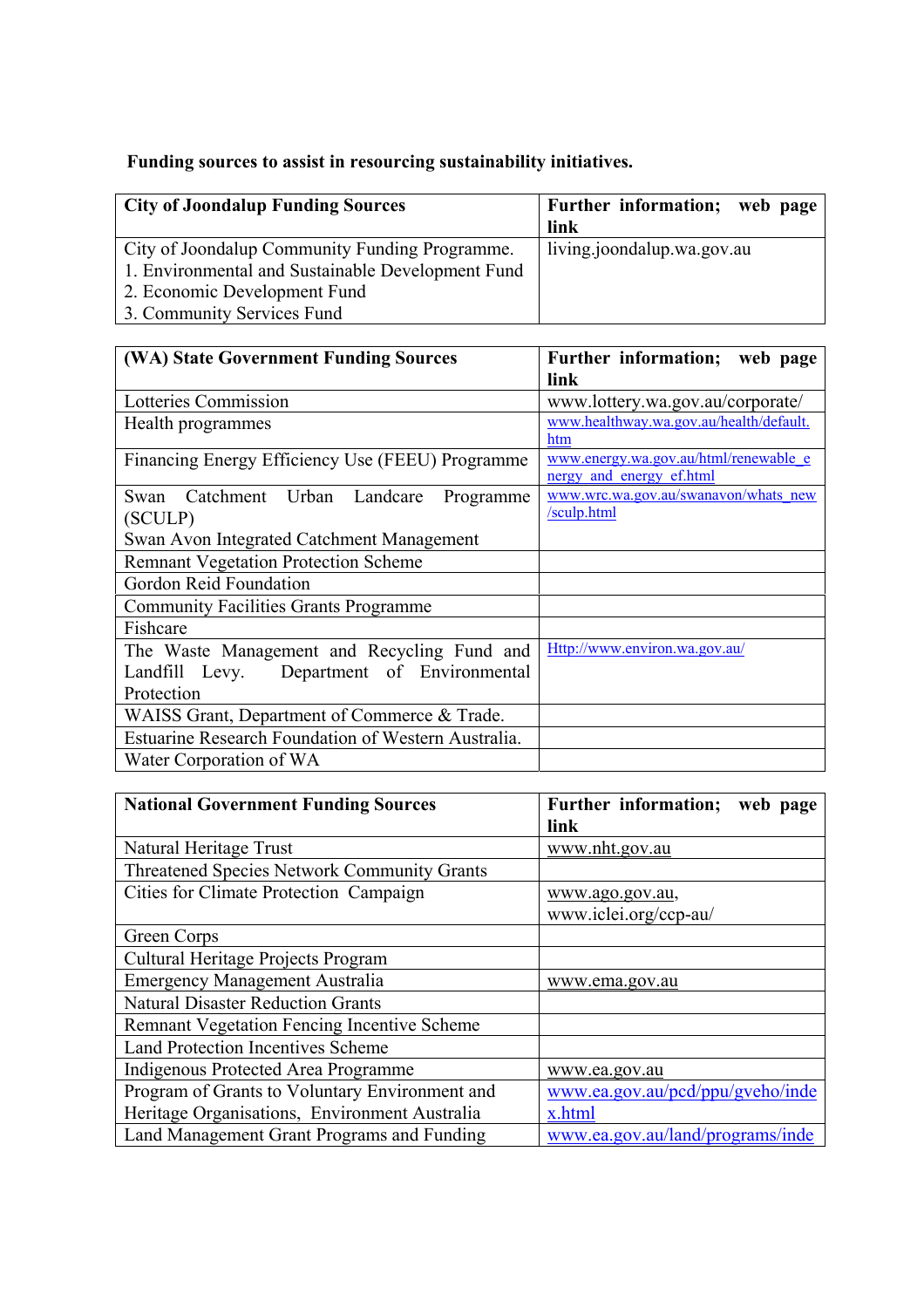**Funding sources to assist in resourcing sustainability initiatives.**

| City of Joondalup Funding Sources | Further information; web page link |
|---|---|
| City of Joondalup Community Funding Programme.<br>1. Environmental and Sustainable Development Fund<br>2. Economic Development Fund<br>3. Community Services Fund | living.joondalup.wa.gov.au |

| (WA) State Government Funding Sources | Further information; web page link |
|---|---|
| Lotteries Commission | www.lottery.wa.gov.au/corporate/ |
| Health programmes | www.healthway.wa.gov.au/health/default.htm |
| Financing Energy Efficiency Use (FEEU) Programme | www.energy.wa.gov.au/html/renewable_energy_and_energy_ef.html |
| Swan Catchment Urban Landcare Programme (SCULP)<br>Swan Avon Integrated Catchment Management | www.wrc.wa.gov.au/swanavon/whats_new/sculp.html |
| Remnant Vegetation Protection Scheme | |
| Gordon Reid Foundation | |
| Community Facilities Grants Programme | |
| Fishcare | |
| The Waste Management and Recycling Fund and Landfill Levy. Department of Environmental Protection | Http://www.environ.wa.gov.au/ |
| WAISS Grant, Department of Commerce & Trade. | |
| Estuarine Research Foundation of Western Australia. | |
| Water Corporation of WA | |

| National Government Funding Sources | Further information; web page link |
|---|---|
| Natural Heritage Trust | www.nht.gov.au |
| Threatened Species Network Community Grants | |
| Cities for Climate Protection Campaign | www.ago.gov.au,<br>www.iclei.org/ccp-au/ |
| Green Corps | |
| Cultural Heritage Projects Program | |
| Emergency Management Australia | www.ema.gov.au |
| Natural Disaster Reduction Grants | |
| Remnant Vegetation Fencing Incentive Scheme | |
| Land Protection Incentives Scheme | |
| Indigenous Protected Area Programme | www.ea.gov.au |
| Program of Grants to Voluntary Environment and Heritage Organisations, Environment Australia | www.ea.gov.au/pcd/ppu/gveho/index.html |
| Land Management Grant Programs and Funding | www.ea.gov.au/land/programs/inde |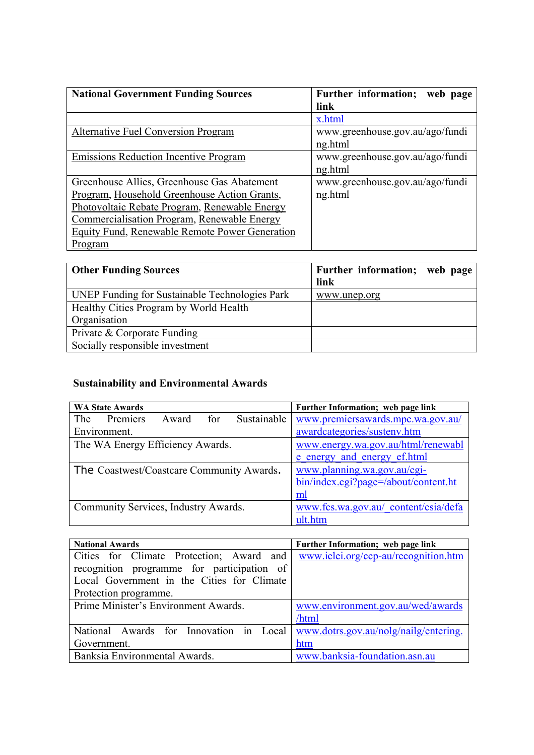| National Government Funding Sources | Further information; web page link |
|---|---|
| | x.html |
| Alternative Fuel Conversion Program | www.greenhouse.gov.au/ago/funding.html |
| Emissions Reduction Incentive Program | www.greenhouse.gov.au/ago/funding.html |
| Greenhouse Allies, Greenhouse Gas Abatement Program, Household Greenhouse Action Grants, Photovoltaic Rebate Program, Renewable Energy Commercialisation Program, Renewable Energy Equity Fund, Renewable Remote Power Generation Program | www.greenhouse.gov.au/ago/funding.html |

| Other Funding Sources | Further information; web page link |
|---|---|
| UNEP Funding for Sustainable Technologies Park | www.unep.org |
| Healthy Cities Program by World Health Organisation | |
| Private & Corporate Funding | |
| Socially responsible investment | |

### Sustainability and Environmental Awards

| WA State Awards | Further Information; web page link |
|---|---|
| The Premiers Award for Sustainable Environment. | www.premiersawards.mpc.wa.gov.au/awardcategories/sustenv.htm |
| The WA Energy Efficiency Awards. | www.energy.wa.gov.au/html/renewable_energy_and_energy_ef.html |
| The Coastwest/Coastcare Community Awards. | www.planning.wa.gov.au/cgi-bin/index.cgi?page=/about/content.html |
| Community Services, Industry Awards. | www.fcs.wa.gov.au/_content/csia/default.htm |

| National Awards | Further Information; web page link |
|---|---|
| Cities for Climate Protection; Award and recognition programme for participation of Local Government in the Cities for Climate Protection programme. | www.iclei.org/ccp-au/recognition.htm |
| Prime Minister's Environment Awards. | www.environment.gov.au/wed/awards/html |
| National Awards for Innovation in Local Government. | www.dotrs.gov.au/nolg/nailg/entering.htm |
| Banksia Environmental Awards. | www.banksia-foundation.asn.au |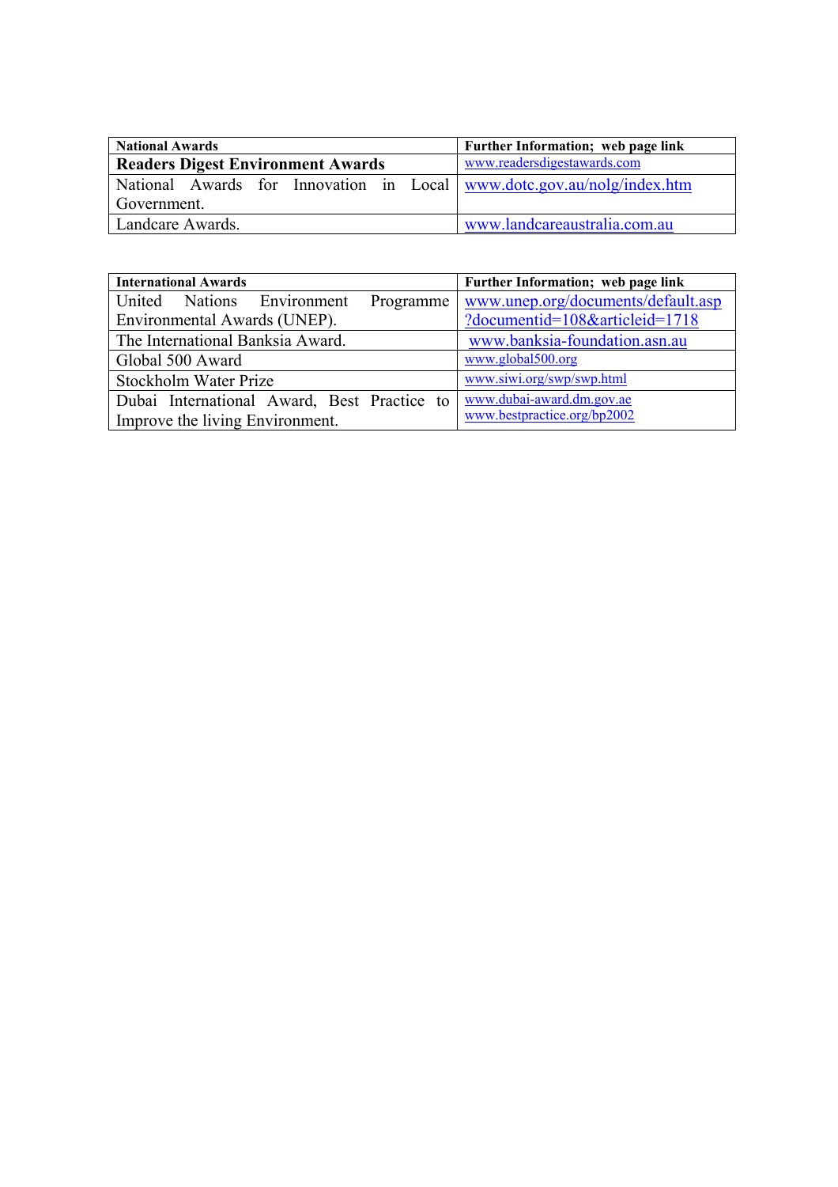| National Awards | Further Information; web page link |
|---|---|
| **Readers Digest Environment Awards** | www.readersdigestawards.com |
| National Awards for Innovation in Local Government. | www.dotc.gov.au/nolg/index.htm |
| Landcare Awards. | www.landcareaustralia.com.au |

| International Awards | Further Information; web page link |
|---|---|
| United Nations Environment Programme Environmental Awards (UNEP). | www.unep.org/documents/default.asp?documentid=108&articleid=1718 |
| The International Banksia Award. | www.banksia-foundation.asn.au |
| Global 500 Award | www.global500.org |
| Stockholm Water Prize | www.siwi.org/swp/swp.html |
| Dubai International Award, Best Practice to Improve the living Environment. | www.dubai-award.dm.gov.ae www.bestpractice.org/bp2002 |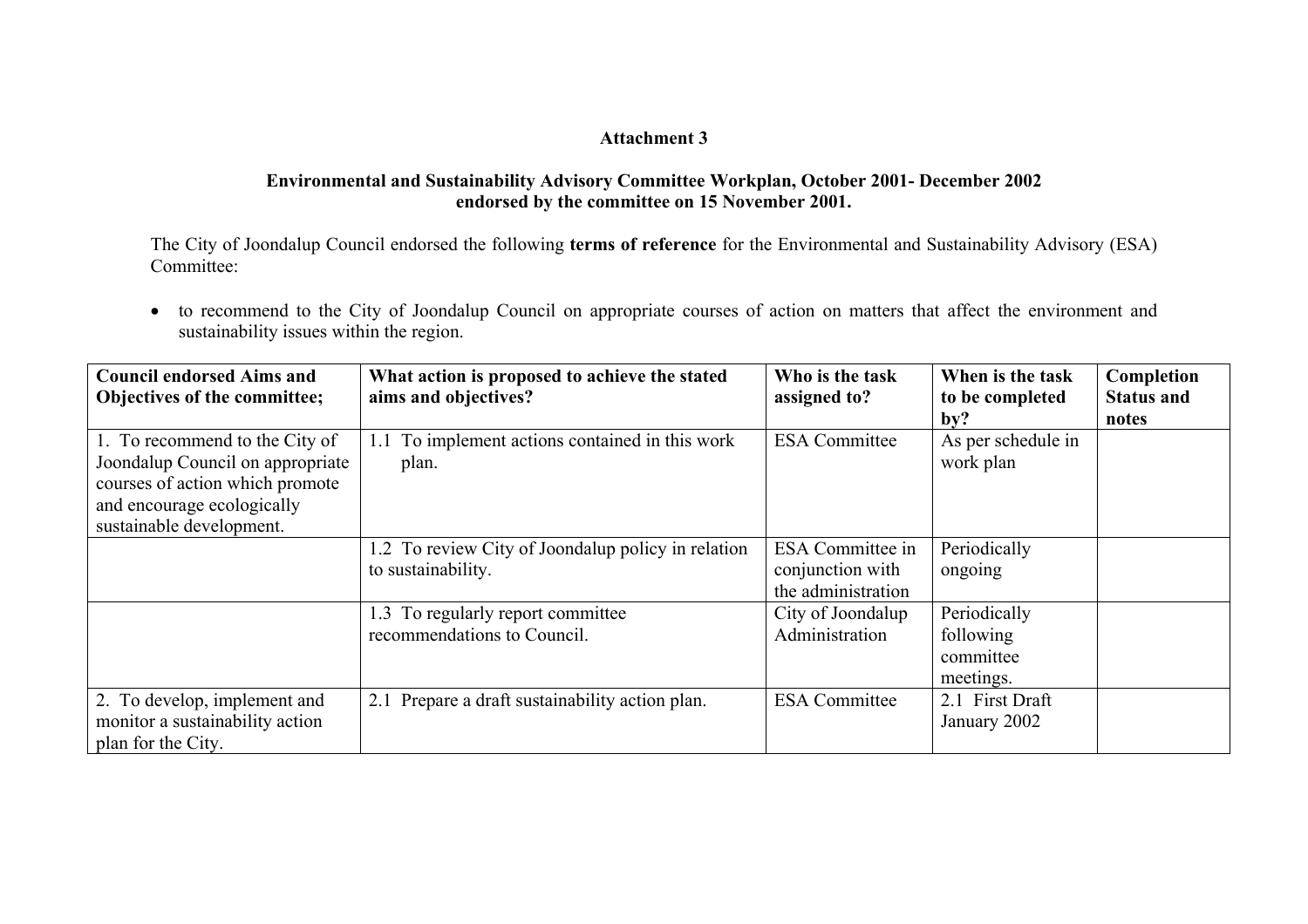**Attachment 3**

**Environmental and Sustainability Advisory Committee Workplan, October 2001- December 2002 endorsed by the committee on 15 November 2001.**

The City of Joondalup Council endorsed the following **terms of reference** for the Environmental and Sustainability Advisory (ESA) Committee:

- to recommend to the City of Joondalup Council on appropriate courses of action on matters that affect the environment and sustainability issues within the region.

| Council endorsed Aims and Objectives of the committee; | What action is proposed to achieve the stated aims and objectives? | Who is the task assigned to? | When is the task to be completed by? | Completion Status and notes |
|---|---|---|---|---|
| 1. To recommend to the City of Joondalup Council on appropriate courses of action which promote and encourage ecologically sustainable development. | 1.1 To implement actions contained in this work plan. | ESA Committee | As per schedule in work plan | |
| | 1.2 To review City of Joondalup policy in relation to sustainability. | ESA Committee in conjunction with the administration | Periodically ongoing | |
| | 1.3 To regularly report committee recommendations to Council. | City of Joondalup Administration | Periodically following committee meetings. | |
| 2. To develop, implement and monitor a sustainability action plan for the City. | 2.1 Prepare a draft sustainability action plan. | ESA Committee | 2.1 First Draft January 2002 | |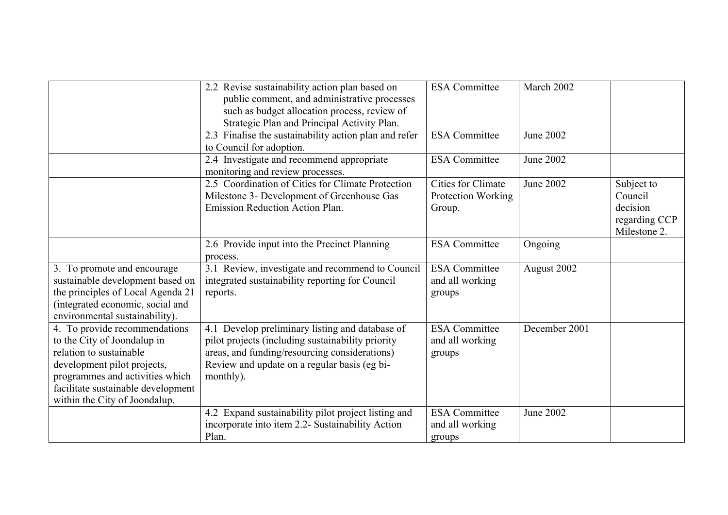| | | | | |
|---|---|---|---|---|
| | 2.2 Revise sustainability action plan based on public comment, and administrative processes such as budget allocation process, review of Strategic Plan and Principal Activity Plan. | ESA Committee | March 2002 | |
| | 2.3 Finalise the sustainability action plan and refer to Council for adoption. | ESA Committee | June 2002 | |
| | 2.4 Investigate and recommend appropriate monitoring and review processes. | ESA Committee | June 2002 | |
| | 2.5 Coordination of Cities for Climate Protection Milestone 3- Development of Greenhouse Gas Emission Reduction Action Plan. | Cities for Climate Protection Working Group. | June 2002 | Subject to Council decision regarding CCP Milestone 2. |
| | 2.6 Provide input into the Precinct Planning process. | ESA Committee | Ongoing | |
| 3. To promote and encourage sustainable development based on the principles of Local Agenda 21 (integrated economic, social and environmental sustainability). | 3.1 Review, investigate and recommend to Council integrated sustainability reporting for Council reports. | ESA Committee and all working groups | August 2002 | |
| 4. To provide recommendations to the City of Joondalup in relation to sustainable development pilot projects, programmes and activities which facilitate sustainable development within the City of Joondalup. | 4.1 Develop preliminary listing and database of pilot projects (including sustainability priority areas, and funding/resourcing considerations) Review and update on a regular basis (eg bi-monthly). | ESA Committee and all working groups | December 2001 | |
| | 4.2 Expand sustainability pilot project listing and incorporate into item 2.2- Sustainability Action Plan. | ESA Committee and all working groups | June 2002 | |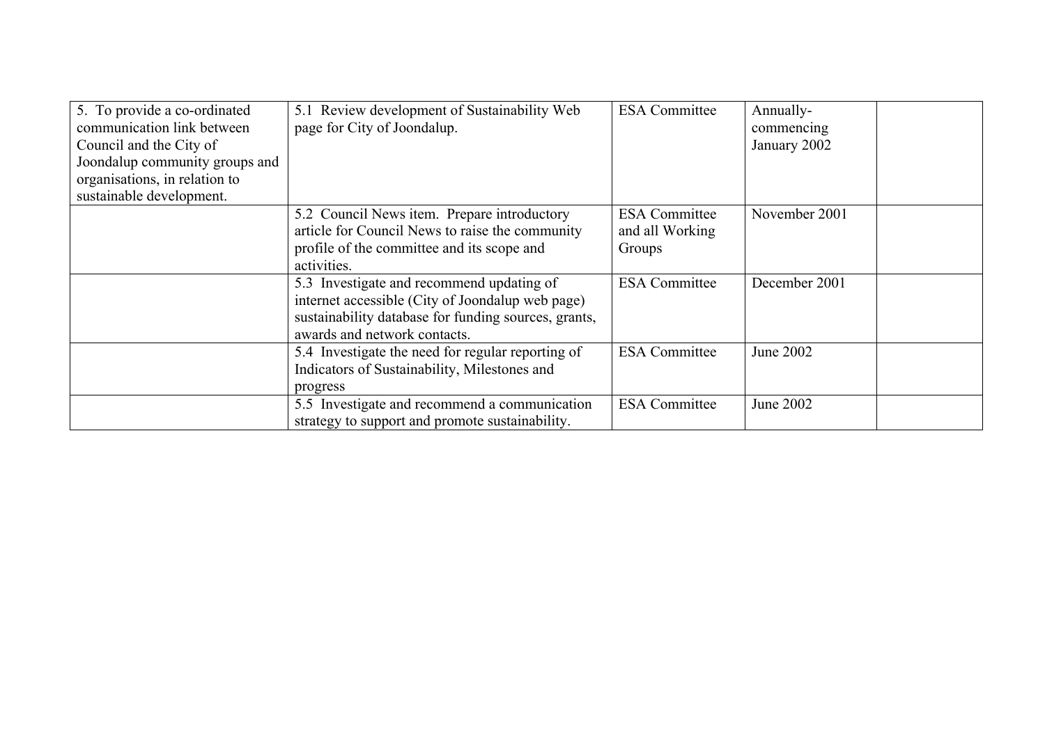| | | | | |
|---|---|---|---|---|
| 5. To provide a co-ordinated communication link between Council and the City of Joondalup community groups and organisations, in relation to sustainable development. | 5.1 Review development of Sustainability Web page for City of Joondalup. | ESA Committee | Annually- commencing January 2002 | |
| | 5.2 Council News item. Prepare introductory article for Council News to raise the community profile of the committee and its scope and activities. | ESA Committee and all Working Groups | November 2001 | |
| | 5.3 Investigate and recommend updating of internet accessible (City of Joondalup web page) sustainability database for funding sources, grants, awards and network contacts. | ESA Committee | December 2001 | |
| | 5.4 Investigate the need for regular reporting of Indicators of Sustainability, Milestones and progress | ESA Committee | June 2002 | |
| | 5.5 Investigate and recommend a communication strategy to support and promote sustainability. | ESA Committee | June 2002 | |